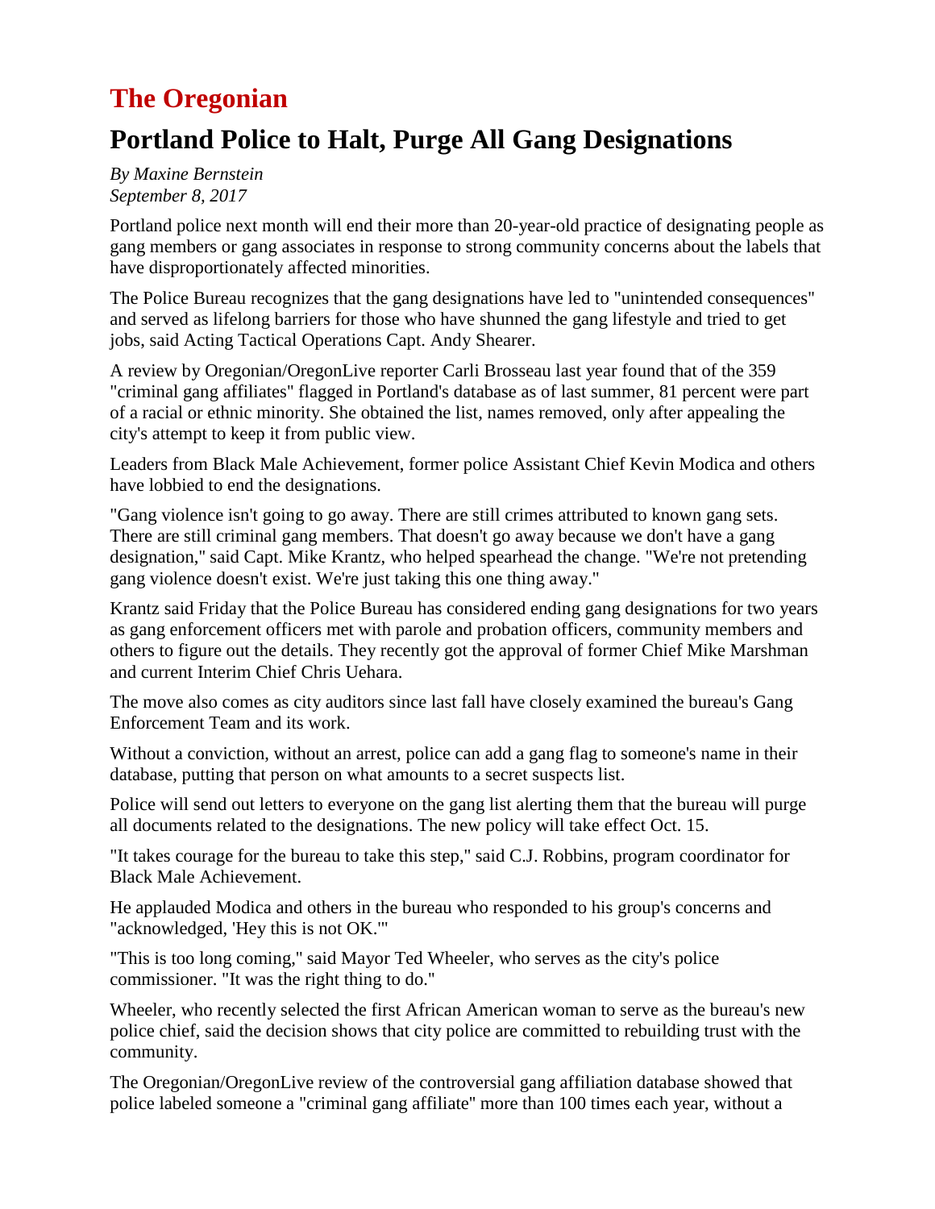# The Oregonian

## Portland Police to Halt, Purge All Gang Designations

*By Maxine Bernstein*
*September 8, 2017*

Portland police next month will end their more than 20-year-old practice of designating people as gang members or gang associates in response to strong community concerns about the labels that have disproportionately affected minorities.

The Police Bureau recognizes that the gang designations have led to "unintended consequences" and served as lifelong barriers for those who have shunned the gang lifestyle and tried to get jobs, said Acting Tactical Operations Capt. Andy Shearer.

A review by Oregonian/OregonLive reporter Carli Brosseau last year found that of the 359 "criminal gang affiliates" flagged in Portland's database as of last summer, 81 percent were part of a racial or ethnic minority. She obtained the list, names removed, only after appealing the city's attempt to keep it from public view.

Leaders from Black Male Achievement, former police Assistant Chief Kevin Modica and others have lobbied to end the designations.

"Gang violence isn't going to go away. There are still crimes attributed to known gang sets. There are still criminal gang members. That doesn't go away because we don't have a gang designation," said Capt. Mike Krantz, who helped spearhead the change. "We're not pretending gang violence doesn't exist. We're just taking this one thing away."

Krantz said Friday that the Police Bureau has considered ending gang designations for two years as gang enforcement officers met with parole and probation officers, community members and others to figure out the details. They recently got the approval of former Chief Mike Marshman and current Interim Chief Chris Uehara.

The move also comes as city auditors since last fall have closely examined the bureau's Gang Enforcement Team and its work.

Without a conviction, without an arrest, police can add a gang flag to someone's name in their database, putting that person on what amounts to a secret suspects list.

Police will send out letters to everyone on the gang list alerting them that the bureau will purge all documents related to the designations. The new policy will take effect Oct. 15.

"It takes courage for the bureau to take this step," said C.J. Robbins, program coordinator for Black Male Achievement.

He applauded Modica and others in the bureau who responded to his group's concerns and "acknowledged, 'Hey this is not OK.'"

"This is too long coming," said Mayor Ted Wheeler, who serves as the city's police commissioner. "It was the right thing to do."

Wheeler, who recently selected the first African American woman to serve as the bureau's new police chief, said the decision shows that city police are committed to rebuilding trust with the community.

The Oregonian/OregonLive review of the controversial gang affiliation database showed that police labeled someone a "criminal gang affiliate" more than 100 times each year, without a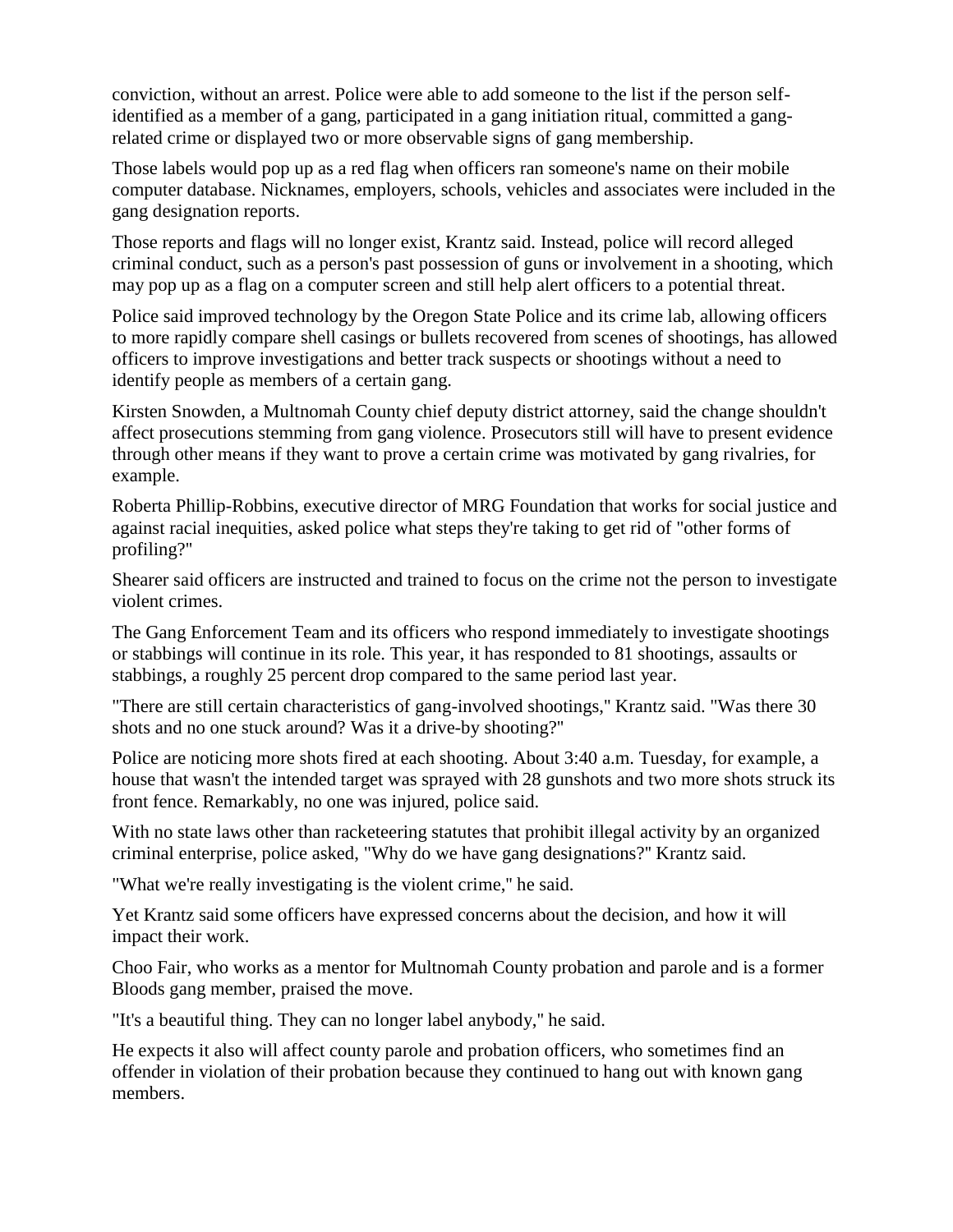conviction, without an arrest. Police were able to add someone to the list if the person self-identified as a member of a gang, participated in a gang initiation ritual, committed a gang-related crime or displayed two or more observable signs of gang membership.

Those labels would pop up as a red flag when officers ran someone's name on their mobile computer database. Nicknames, employers, schools, vehicles and associates were included in the gang designation reports.

Those reports and flags will no longer exist, Krantz said. Instead, police will record alleged criminal conduct, such as a person's past possession of guns or involvement in a shooting, which may pop up as a flag on a computer screen and still help alert officers to a potential threat.

Police said improved technology by the Oregon State Police and its crime lab, allowing officers to more rapidly compare shell casings or bullets recovered from scenes of shootings, has allowed officers to improve investigations and better track suspects or shootings without a need to identify people as members of a certain gang.

Kirsten Snowden, a Multnomah County chief deputy district attorney, said the change shouldn't affect prosecutions stemming from gang violence. Prosecutors still will have to present evidence through other means if they want to prove a certain crime was motivated by gang rivalries, for example.

Roberta Phillip-Robbins, executive director of MRG Foundation that works for social justice and against racial inequities, asked police what steps they're taking to get rid of "other forms of profiling?"

Shearer said officers are instructed and trained to focus on the crime not the person to investigate violent crimes.

The Gang Enforcement Team and its officers who respond immediately to investigate shootings or stabbings will continue in its role. This year, it has responded to 81 shootings, assaults or stabbings, a roughly 25 percent drop compared to the same period last year.

"There are still certain characteristics of gang-involved shootings," Krantz said. "Was there 30 shots and no one stuck around? Was it a drive-by shooting?"

Police are noticing more shots fired at each shooting. About 3:40 a.m. Tuesday, for example, a house that wasn't the intended target was sprayed with 28 gunshots and two more shots struck its front fence. Remarkably, no one was injured, police said.

With no state laws other than racketeering statutes that prohibit illegal activity by an organized criminal enterprise, police asked, "Why do we have gang designations?" Krantz said.

"What we're really investigating is the violent crime," he said.

Yet Krantz said some officers have expressed concerns about the decision, and how it will impact their work.

Choo Fair, who works as a mentor for Multnomah County probation and parole and is a former Bloods gang member, praised the move.

"It's a beautiful thing. They can no longer label anybody," he said.

He expects it also will affect county parole and probation officers, who sometimes find an offender in violation of their probation because they continued to hang out with known gang members.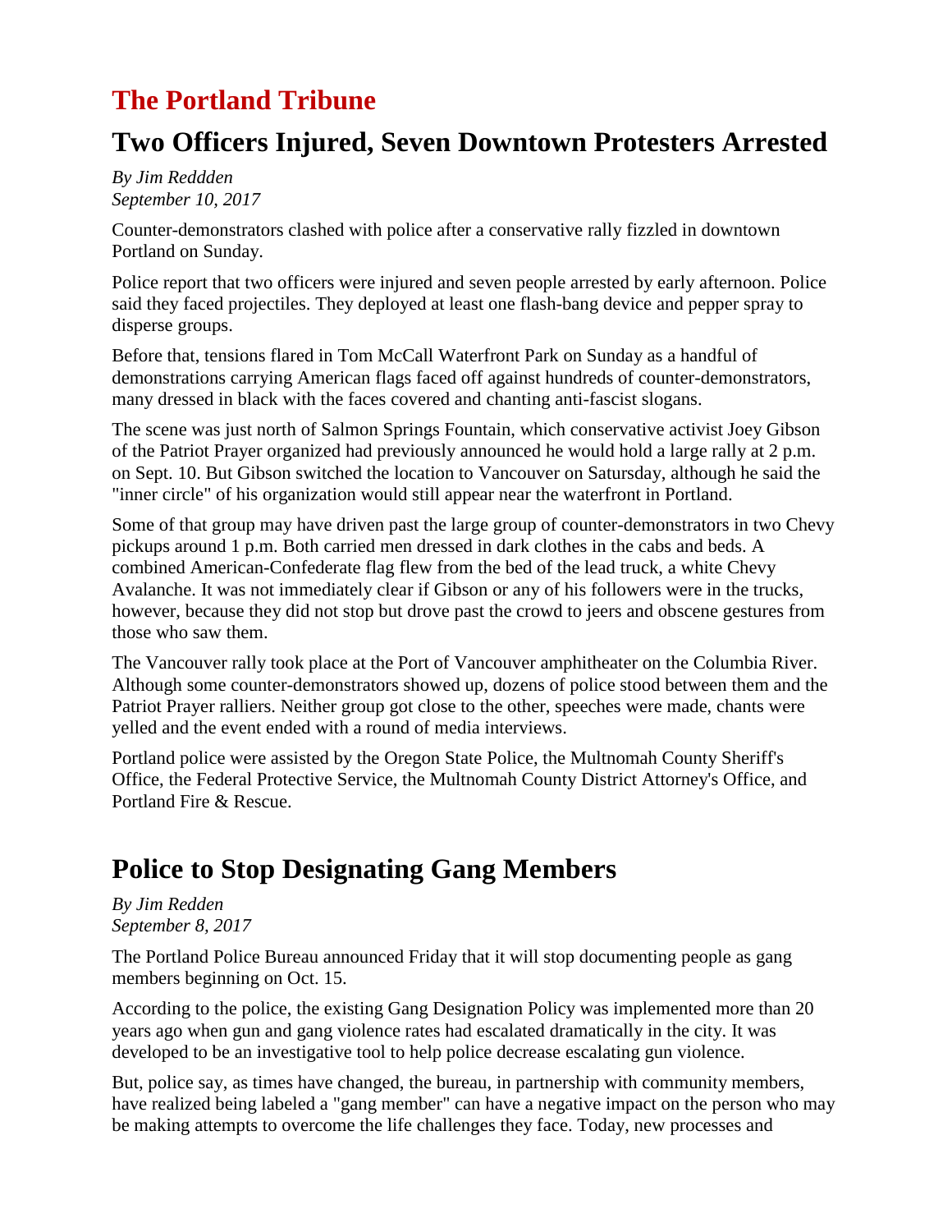# The Portland Tribune

## Two Officers Injured, Seven Downtown Protesters Arrested

*By Jim Reddden*
*September 10, 2017*

Counter-demonstrators clashed with police after a conservative rally fizzled in downtown Portland on Sunday.

Police report that two officers were injured and seven people arrested by early afternoon. Police said they faced projectiles. They deployed at least one flash-bang device and pepper spray to disperse groups.

Before that, tensions flared in Tom McCall Waterfront Park on Sunday as a handful of demonstrations carrying American flags faced off against hundreds of counter-demonstrators, many dressed in black with the faces covered and chanting anti-fascist slogans.

The scene was just north of Salmon Springs Fountain, which conservative activist Joey Gibson of the Patriot Prayer organized had previously announced he would hold a large rally at 2 p.m. on Sept. 10. But Gibson switched the location to Vancouver on Saturday, although he said the "inner circle" of his organization would still appear near the waterfront in Portland.

Some of that group may have driven past the large group of counter-demonstrators in two Chevy pickups around 1 p.m. Both carried men dressed in dark clothes in the cabs and beds. A combined American-Confederate flag flew from the bed of the lead truck, a white Chevy Avalanche. It was not immediately clear if Gibson or any of his followers were in the trucks, however, because they did not stop but drove past the crowd to jeers and obscene gestures from those who saw them.

The Vancouver rally took place at the Port of Vancouver amphitheater on the Columbia River. Although some counter-demonstrators showed up, dozens of police stood between them and the Patriot Prayer ralliers. Neither group got close to the other, speeches were made, chants were yelled and the event ended with a round of media interviews.

Portland police were assisted by the Oregon State Police, the Multnomah County Sheriff's Office, the Federal Protective Service, the Multnomah County District Attorney's Office, and Portland Fire & Rescue.

## Police to Stop Designating Gang Members

*By Jim Redden*
*September 8, 2017*

The Portland Police Bureau announced Friday that it will stop documenting people as gang members beginning on Oct. 15.

According to the police, the existing Gang Designation Policy was implemented more than 20 years ago when gun and gang violence rates had escalated dramatically in the city. It was developed to be an investigative tool to help police decrease escalating gun violence.

But, police say, as times have changed, the bureau, in partnership with community members, have realized being labeled a "gang member" can have a negative impact on the person who may be making attempts to overcome the life challenges they face. Today, new processes and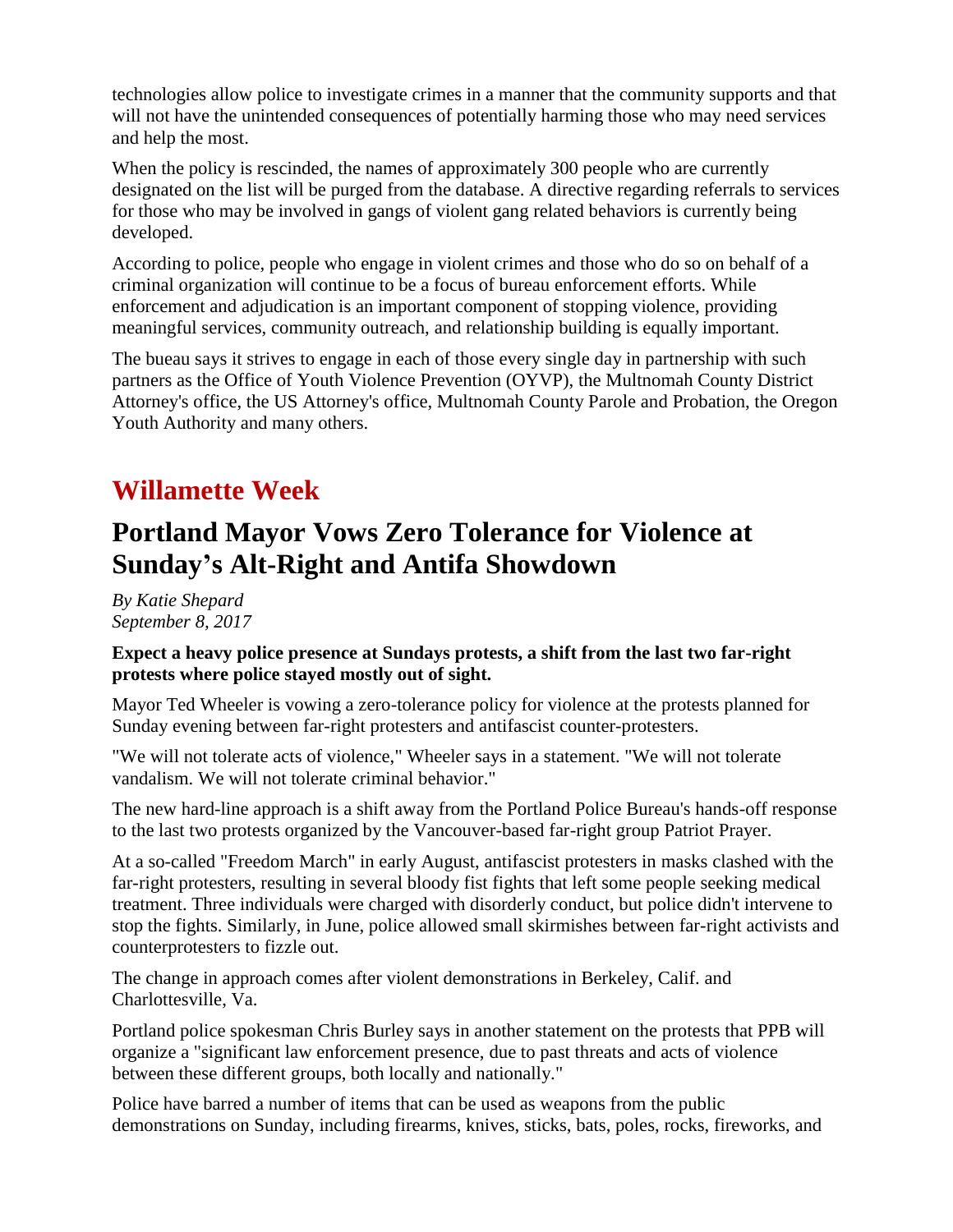technologies allow police to investigate crimes in a manner that the community supports and that will not have the unintended consequences of potentially harming those who may need services and help the most.

When the policy is rescinded, the names of approximately 300 people who are currently designated on the list will be purged from the database. A directive regarding referrals to services for those who may be involved in gangs of violent gang related behaviors is currently being developed.

According to police, people who engage in violent crimes and those who do so on behalf of a criminal organization will continue to be a focus of bureau enforcement efforts. While enforcement and adjudication is an important component of stopping violence, providing meaningful services, community outreach, and relationship building is equally important.

The bueau says it strives to engage in each of those every single day in partnership with such partners as the Office of Youth Violence Prevention (OYVP), the Multnomah County District Attorney's office, the US Attorney's office, Multnomah County Parole and Probation, the Oregon Youth Authority and many others.

# Willamette Week

## Portland Mayor Vows Zero Tolerance for Violence at Sunday's Alt-Right and Antifa Showdown

*By Katie Shepard*
*September 8, 2017*

**Expect a heavy police presence at Sundays protests, a shift from the last two far-right protests where police stayed mostly out of sight.**

Mayor Ted Wheeler is vowing a zero-tolerance policy for violence at the protests planned for Sunday evening between far-right protesters and antifascist counter-protesters.

"We will not tolerate acts of violence," Wheeler says in a statement. "We will not tolerate vandalism. We will not tolerate criminal behavior."

The new hard-line approach is a shift away from the Portland Police Bureau's hands-off response to the last two protests organized by the Vancouver-based far-right group Patriot Prayer.

At a so-called "Freedom March" in early August, antifascist protesters in masks clashed with the far-right protesters, resulting in several bloody fist fights that left some people seeking medical treatment. Three individuals were charged with disorderly conduct, but police didn't intervene to stop the fights. Similarly, in June, police allowed small skirmishes between far-right activists and counterprotesters to fizzle out.

The change in approach comes after violent demonstrations in Berkeley, Calif. and Charlottesville, Va.

Portland police spokesman Chris Burley says in another statement on the protests that PPB will organize a "significant law enforcement presence, due to past threats and acts of violence between these different groups, both locally and nationally."

Police have barred a number of items that can be used as weapons from the public demonstrations on Sunday, including firearms, knives, sticks, bats, poles, rocks, fireworks, and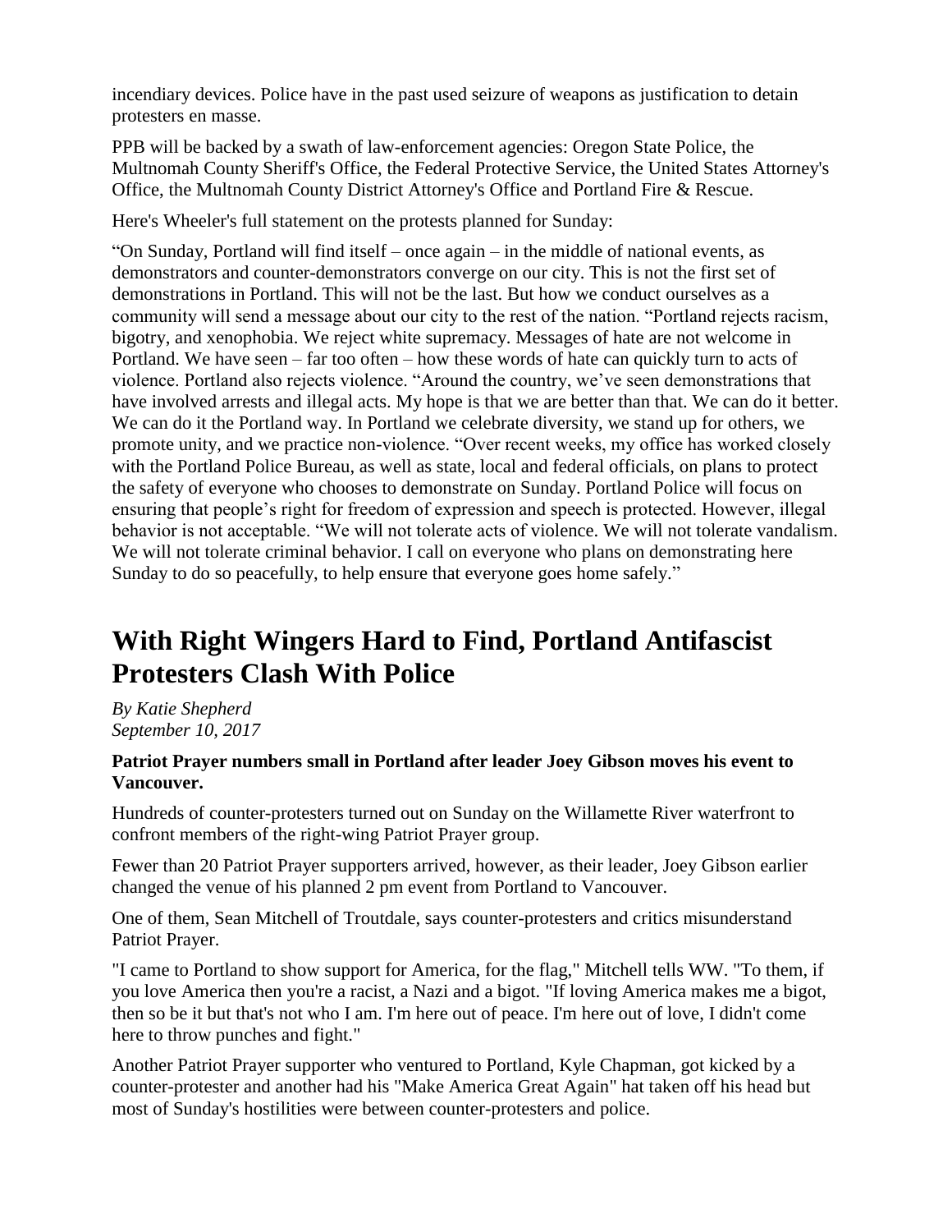incendiary devices. Police have in the past used seizure of weapons as justification to detain protesters en masse.

PPB will be backed by a swath of law-enforcement agencies: Oregon State Police, the Multnomah County Sheriff's Office, the Federal Protective Service, the United States Attorney's Office, the Multnomah County District Attorney's Office and Portland Fire & Rescue.

Here's Wheeler's full statement on the protests planned for Sunday:

"On Sunday, Portland will find itself – once again – in the middle of national events, as demonstrators and counter-demonstrators converge on our city. This is not the first set of demonstrations in Portland. This will not be the last. But how we conduct ourselves as a community will send a message about our city to the rest of the nation. "Portland rejects racism, bigotry, and xenophobia. We reject white supremacy. Messages of hate are not welcome in Portland. We have seen – far too often – how these words of hate can quickly turn to acts of violence. Portland also rejects violence. "Around the country, we've seen demonstrations that have involved arrests and illegal acts. My hope is that we are better than that. We can do it better. We can do it the Portland way. In Portland we celebrate diversity, we stand up for others, we promote unity, and we practice non-violence. "Over recent weeks, my office has worked closely with the Portland Police Bureau, as well as state, local and federal officials, on plans to protect the safety of everyone who chooses to demonstrate on Sunday. Portland Police will focus on ensuring that people's right for freedom of expression and speech is protected. However, illegal behavior is not acceptable. "We will not tolerate acts of violence. We will not tolerate vandalism. We will not tolerate criminal behavior. I call on everyone who plans on demonstrating here Sunday to do so peacefully, to help ensure that everyone goes home safely."

# With Right Wingers Hard to Find, Portland Antifascist Protesters Clash With Police

*By Katie Shepherd*
*September 10, 2017*

**Patriot Prayer numbers small in Portland after leader Joey Gibson moves his event to Vancouver.**

Hundreds of counter-protesters turned out on Sunday on the Willamette River waterfront to confront members of the right-wing Patriot Prayer group.

Fewer than 20 Patriot Prayer supporters arrived, however, as their leader, Joey Gibson earlier changed the venue of his planned 2 pm event from Portland to Vancouver.

One of them, Sean Mitchell of Troutdale, says counter-protesters and critics misunderstand Patriot Prayer.

"I came to Portland to show support for America, for the flag," Mitchell tells WW. "To them, if you love America then you're a racist, a Nazi and a bigot. "If loving America makes me a bigot, then so be it but that's not who I am. I'm here out of peace. I'm here out of love, I didn't come here to throw punches and fight."

Another Patriot Prayer supporter who ventured to Portland, Kyle Chapman, got kicked by a counter-protester and another had his "Make America Great Again" hat taken off his head but most of Sunday's hostilities were between counter-protesters and police.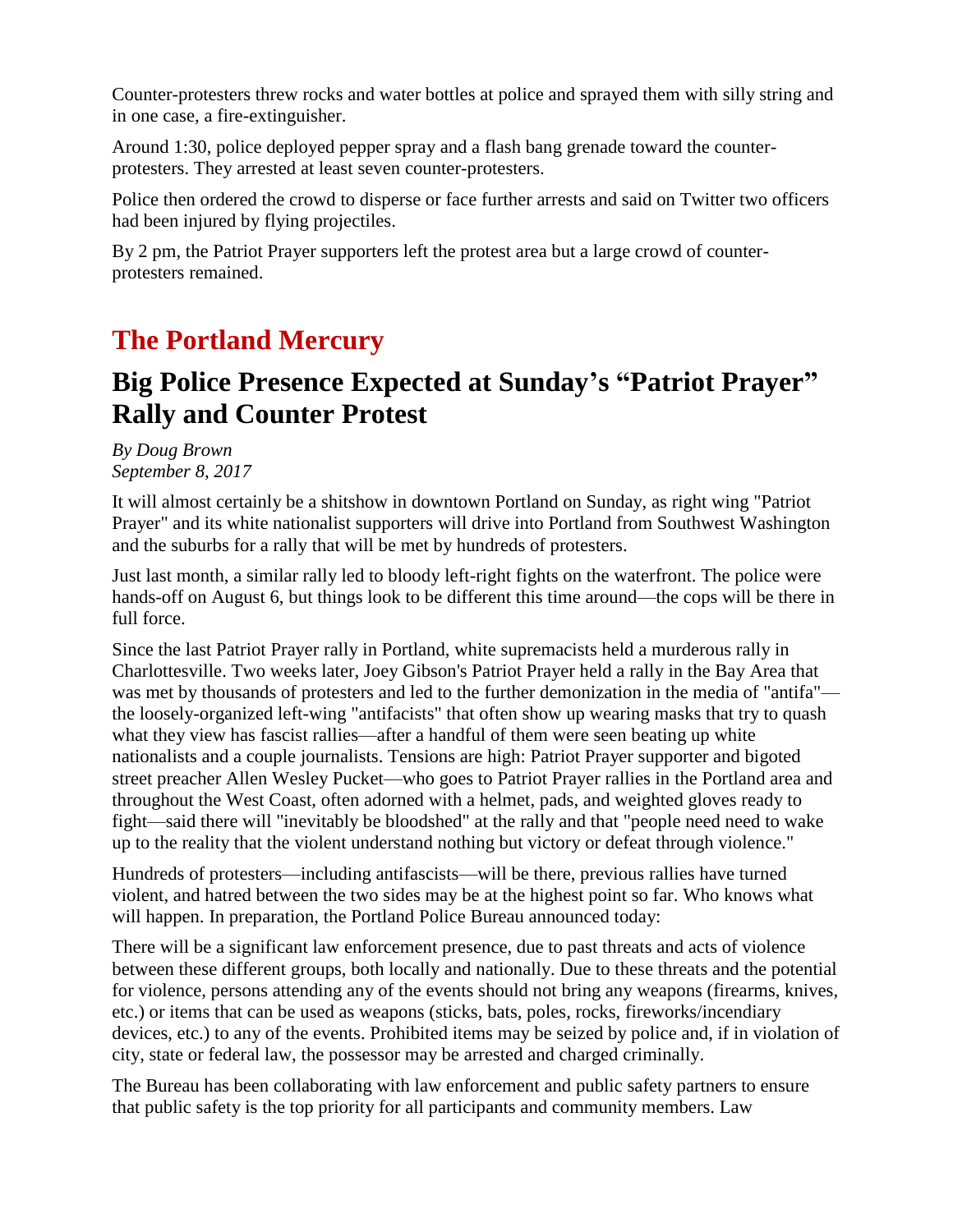Counter-protesters threw rocks and water bottles at police and sprayed them with silly string and in one case, a fire-extinguisher.

Around 1:30, police deployed pepper spray and a flash bang grenade toward the counter-protesters. They arrested at least seven counter-protesters.

Police then ordered the crowd to disperse or face further arrests and said on Twitter two officers had been injured by flying projectiles.

By 2 pm, the Patriot Prayer supporters left the protest area but a large crowd of counter-protesters remained.

## The Portland Mercury

## Big Police Presence Expected at Sunday's "Patriot Prayer" Rally and Counter Protest

*By Doug Brown*
*September 8, 2017*

It will almost certainly be a shitshow in downtown Portland on Sunday, as right wing "Patriot Prayer" and its white nationalist supporters will drive into Portland from Southwest Washington and the suburbs for a rally that will be met by hundreds of protesters.

Just last month, a similar rally led to bloody left-right fights on the waterfront. The police were hands-off on August 6, but things look to be different this time around—the cops will be there in full force.

Since the last Patriot Prayer rally in Portland, white supremacists held a murderous rally in Charlottesville. Two weeks later, Joey Gibson's Patriot Prayer held a rally in the Bay Area that was met by thousands of protesters and led to the further demonization in the media of "antifa"—the loosely-organized left-wing "antifascists" that often show up wearing masks that try to quash what they view has fascist rallies—after a handful of them were seen beating up white nationalists and a couple journalists. Tensions are high: Patriot Prayer supporter and bigoted street preacher Allen Wesley Pucket—who goes to Patriot Prayer rallies in the Portland area and throughout the West Coast, often adorned with a helmet, pads, and weighted gloves ready to fight—said there will "inevitably be bloodshed" at the rally and that "people need need to wake up to the reality that the violent understand nothing but victory or defeat through violence."

Hundreds of protesters—including antifascists—will be there, previous rallies have turned violent, and hatred between the two sides may be at the highest point so far. Who knows what will happen. In preparation, the Portland Police Bureau announced today:

There will be a significant law enforcement presence, due to past threats and acts of violence between these different groups, both locally and nationally. Due to these threats and the potential for violence, persons attending any of the events should not bring any weapons (firearms, knives, etc.) or items that can be used as weapons (sticks, bats, poles, rocks, fireworks/incendiary devices, etc.) to any of the events. Prohibited items may be seized by police and, if in violation of city, state or federal law, the possessor may be arrested and charged criminally.

The Bureau has been collaborating with law enforcement and public safety partners to ensure that public safety is the top priority for all participants and community members. Law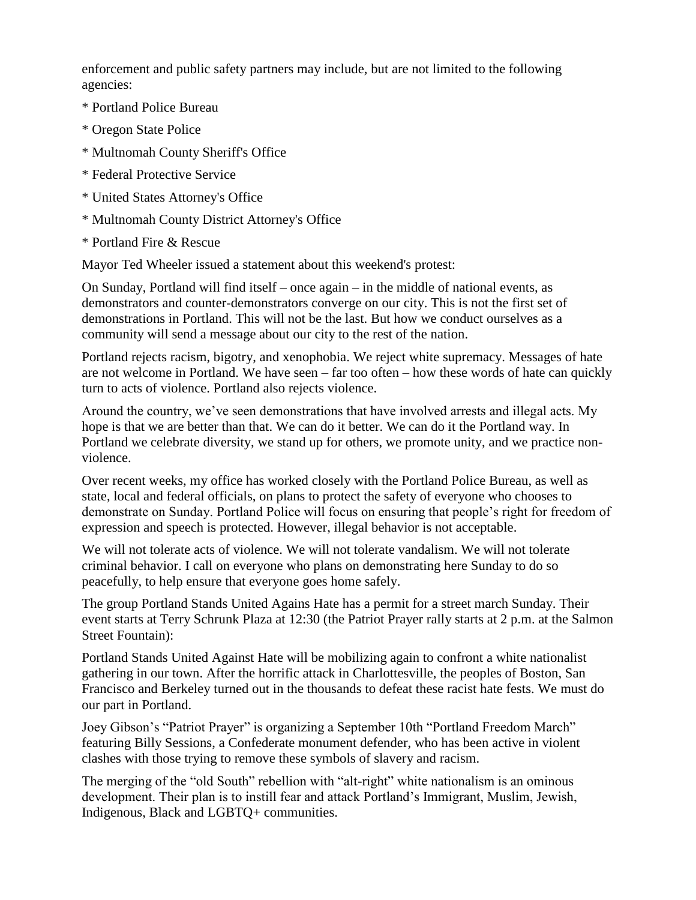enforcement and public safety partners may include, but are not limited to the following agencies:

* Portland Police Bureau
* Oregon State Police
* Multnomah County Sheriff's Office
* Federal Protective Service
* United States Attorney's Office
* Multnomah County District Attorney's Office
* Portland Fire & Rescue

Mayor Ted Wheeler issued a statement about this weekend's protest:

On Sunday, Portland will find itself – once again – in the middle of national events, as demonstrators and counter-demonstrators converge on our city. This is not the first set of demonstrations in Portland. This will not be the last. But how we conduct ourselves as a community will send a message about our city to the rest of the nation.

Portland rejects racism, bigotry, and xenophobia. We reject white supremacy. Messages of hate are not welcome in Portland. We have seen – far too often – how these words of hate can quickly turn to acts of violence. Portland also rejects violence.

Around the country, we've seen demonstrations that have involved arrests and illegal acts. My hope is that we are better than that. We can do it better. We can do it the Portland way. In Portland we celebrate diversity, we stand up for others, we promote unity, and we practice non-violence.

Over recent weeks, my office has worked closely with the Portland Police Bureau, as well as state, local and federal officials, on plans to protect the safety of everyone who chooses to demonstrate on Sunday. Portland Police will focus on ensuring that people's right for freedom of expression and speech is protected. However, illegal behavior is not acceptable.

We will not tolerate acts of violence. We will not tolerate vandalism. We will not tolerate criminal behavior. I call on everyone who plans on demonstrating here Sunday to do so peacefully, to help ensure that everyone goes home safely.

The group Portland Stands United Agains Hate has a permit for a street march Sunday. Their event starts at Terry Schrunk Plaza at 12:30 (the Patriot Prayer rally starts at 2 p.m. at the Salmon Street Fountain):

Portland Stands United Against Hate will be mobilizing again to confront a white nationalist gathering in our town. After the horrific attack in Charlottesville, the peoples of Boston, San Francisco and Berkeley turned out in the thousands to defeat these racist hate fests. We must do our part in Portland.

Joey Gibson's "Patriot Prayer" is organizing a September 10th "Portland Freedom March" featuring Billy Sessions, a Confederate monument defender, who has been active in violent clashes with those trying to remove these symbols of slavery and racism.

The merging of the "old South" rebellion with "alt-right" white nationalism is an ominous development. Their plan is to instill fear and attack Portland's Immigrant, Muslim, Jewish, Indigenous, Black and LGBTQ+ communities.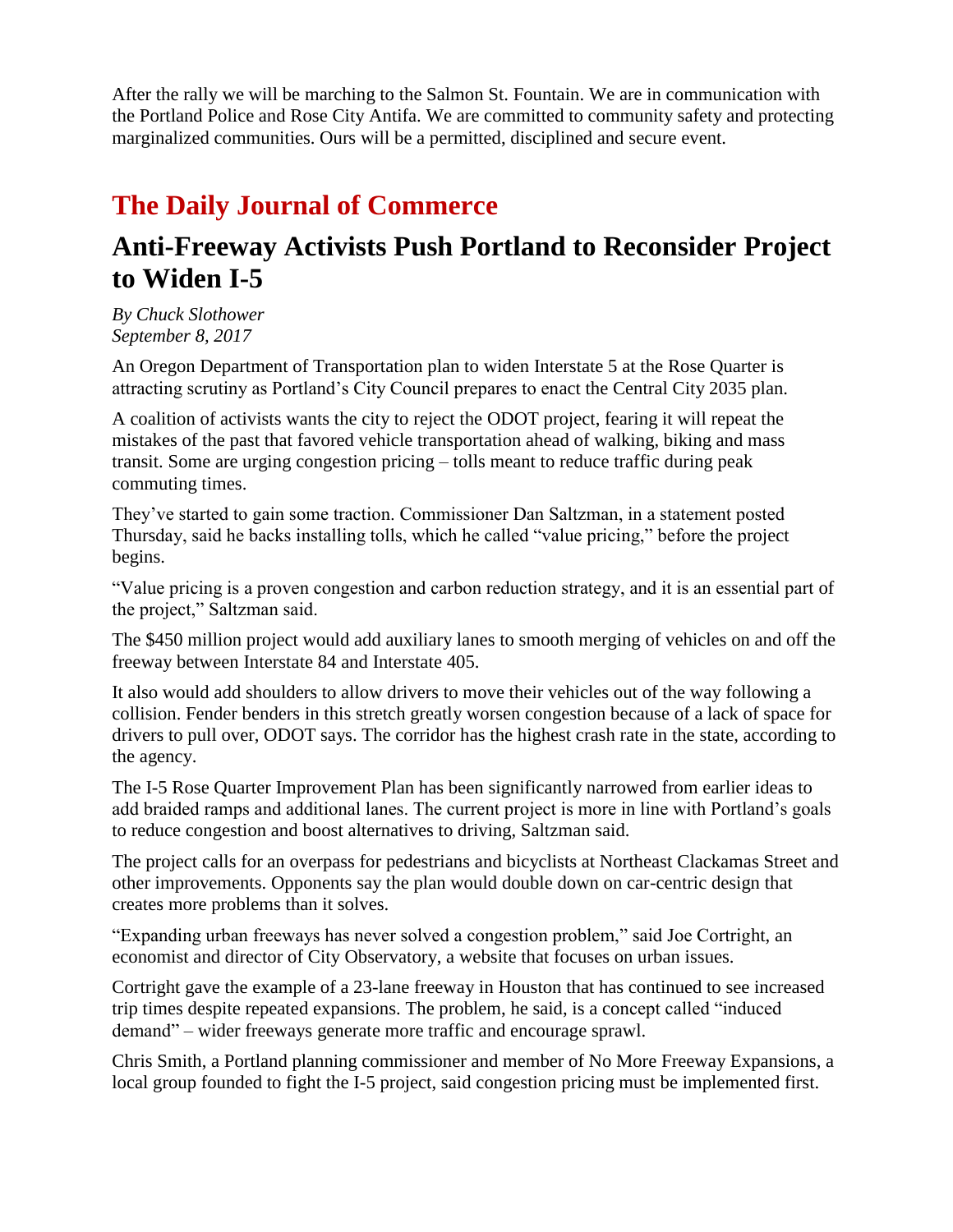After the rally we will be marching to the Salmon St. Fountain. We are in communication with the Portland Police and Rose City Antifa. We are committed to community safety and protecting marginalized communities. Ours will be a permitted, disciplined and secure event.

## The Daily Journal of Commerce

# Anti-Freeway Activists Push Portland to Reconsider Project to Widen I-5

*By Chuck Slothower*
*September 8, 2017*

An Oregon Department of Transportation plan to widen Interstate 5 at the Rose Quarter is attracting scrutiny as Portland's City Council prepares to enact the Central City 2035 plan.

A coalition of activists wants the city to reject the ODOT project, fearing it will repeat the mistakes of the past that favored vehicle transportation ahead of walking, biking and mass transit. Some are urging congestion pricing – tolls meant to reduce traffic during peak commuting times.

They've started to gain some traction. Commissioner Dan Saltzman, in a statement posted Thursday, said he backs installing tolls, which he called "value pricing," before the project begins.

"Value pricing is a proven congestion and carbon reduction strategy, and it is an essential part of the project," Saltzman said.

The $450 million project would add auxiliary lanes to smooth merging of vehicles on and off the freeway between Interstate 84 and Interstate 405.

It also would add shoulders to allow drivers to move their vehicles out of the way following a collision. Fender benders in this stretch greatly worsen congestion because of a lack of space for drivers to pull over, ODOT says. The corridor has the highest crash rate in the state, according to the agency.

The I-5 Rose Quarter Improvement Plan has been significantly narrowed from earlier ideas to add braided ramps and additional lanes. The current project is more in line with Portland's goals to reduce congestion and boost alternatives to driving, Saltzman said.

The project calls for an overpass for pedestrians and bicyclists at Northeast Clackamas Street and other improvements. Opponents say the plan would double down on car-centric design that creates more problems than it solves.

"Expanding urban freeways has never solved a congestion problem," said Joe Cortright, an economist and director of City Observatory, a website that focuses on urban issues.

Cortright gave the example of a 23-lane freeway in Houston that has continued to see increased trip times despite repeated expansions. The problem, he said, is a concept called "induced demand" – wider freeways generate more traffic and encourage sprawl.

Chris Smith, a Portland planning commissioner and member of No More Freeway Expansions, a local group founded to fight the I-5 project, said congestion pricing must be implemented first.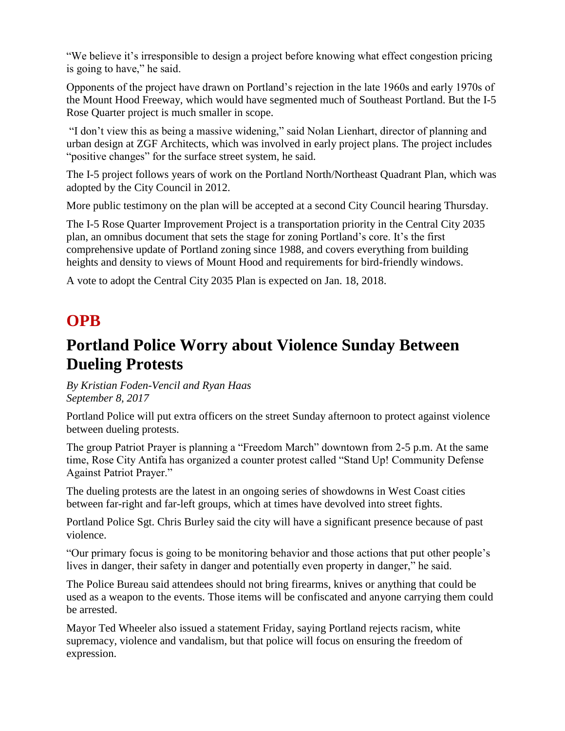"We believe it's irresponsible to design a project before knowing what effect congestion pricing is going to have," he said.

Opponents of the project have drawn on Portland's rejection in the late 1960s and early 1970s of the Mount Hood Freeway, which would have segmented much of Southeast Portland. But the I-5 Rose Quarter project is much smaller in scope.

"I don't view this as being a massive widening," said Nolan Lienhart, director of planning and urban design at ZGF Architects, which was involved in early project plans. The project includes "positive changes" for the surface street system, he said.

The I-5 project follows years of work on the Portland North/Northeast Quadrant Plan, which was adopted by the City Council in 2012.

More public testimony on the plan will be accepted at a second City Council hearing Thursday.

The I-5 Rose Quarter Improvement Project is a transportation priority in the Central City 2035 plan, an omnibus document that sets the stage for zoning Portland's core. It's the first comprehensive update of Portland zoning since 1988, and covers everything from building heights and density to views of Mount Hood and requirements for bird-friendly windows.

A vote to adopt the Central City 2035 Plan is expected on Jan. 18, 2018.

# OPB

## Portland Police Worry about Violence Sunday Between Dueling Protests

*By Kristian Foden-Vencil and Ryan Haas*
*September 8, 2017*

Portland Police will put extra officers on the street Sunday afternoon to protect against violence between dueling protests.

The group Patriot Prayer is planning a "Freedom March" downtown from 2-5 p.m. At the same time, Rose City Antifa has organized a counter protest called "Stand Up! Community Defense Against Patriot Prayer."

The dueling protests are the latest in an ongoing series of showdowns in West Coast cities between far-right and far-left groups, which at times have devolved into street fights.

Portland Police Sgt. Chris Burley said the city will have a significant presence because of past violence.

"Our primary focus is going to be monitoring behavior and those actions that put other people's lives in danger, their safety in danger and potentially even property in danger," he said.

The Police Bureau said attendees should not bring firearms, knives or anything that could be used as a weapon to the events. Those items will be confiscated and anyone carrying them could be arrested.

Mayor Ted Wheeler also issued a statement Friday, saying Portland rejects racism, white supremacy, violence and vandalism, but that police will focus on ensuring the freedom of expression.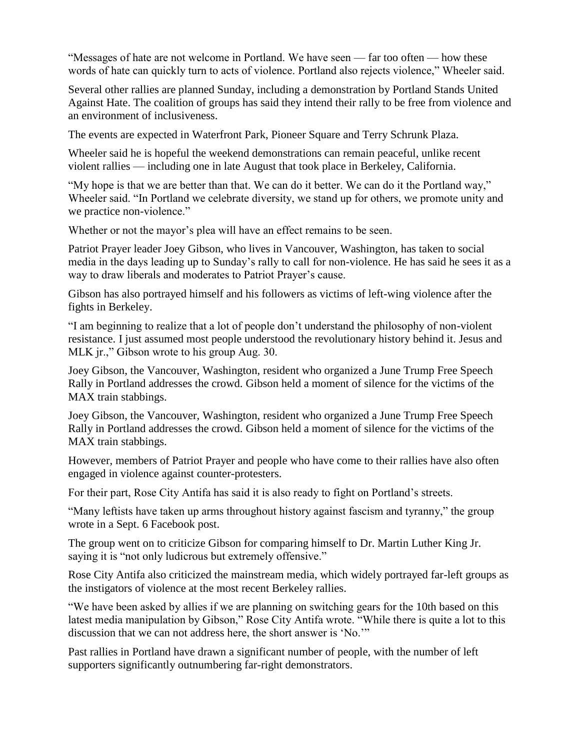"Messages of hate are not welcome in Portland. We have seen — far too often — how these words of hate can quickly turn to acts of violence. Portland also rejects violence," Wheeler said.

Several other rallies are planned Sunday, including a demonstration by Portland Stands United Against Hate. The coalition of groups has said they intend their rally to be free from violence and an environment of inclusiveness.

The events are expected in Waterfront Park, Pioneer Square and Terry Schrunk Plaza.

Wheeler said he is hopeful the weekend demonstrations can remain peaceful, unlike recent violent rallies — including one in late August that took place in Berkeley, California.

"My hope is that we are better than that. We can do it better. We can do it the Portland way," Wheeler said. "In Portland we celebrate diversity, we stand up for others, we promote unity and we practice non-violence."

Whether or not the mayor's plea will have an effect remains to be seen.

Patriot Prayer leader Joey Gibson, who lives in Vancouver, Washington, has taken to social media in the days leading up to Sunday's rally to call for non-violence. He has said he sees it as a way to draw liberals and moderates to Patriot Prayer's cause.

Gibson has also portrayed himself and his followers as victims of left-wing violence after the fights in Berkeley.

"I am beginning to realize that a lot of people don't understand the philosophy of non-violent resistance. I just assumed most people understood the revolutionary history behind it. Jesus and MLK jr.," Gibson wrote to his group Aug. 30.

Joey Gibson, the Vancouver, Washington, resident who organized a June Trump Free Speech Rally in Portland addresses the crowd. Gibson held a moment of silence for the victims of the MAX train stabbings.

Joey Gibson, the Vancouver, Washington, resident who organized a June Trump Free Speech Rally in Portland addresses the crowd. Gibson held a moment of silence for the victims of the MAX train stabbings.

However, members of Patriot Prayer and people who have come to their rallies have also often engaged in violence against counter-protesters.

For their part, Rose City Antifa has said it is also ready to fight on Portland's streets.

"Many leftists have taken up arms throughout history against fascism and tyranny," the group wrote in a Sept. 6 Facebook post.

The group went on to criticize Gibson for comparing himself to Dr. Martin Luther King Jr. saying it is "not only ludicrous but extremely offensive."

Rose City Antifa also criticized the mainstream media, which widely portrayed far-left groups as the instigators of violence at the most recent Berkeley rallies.

"We have been asked by allies if we are planning on switching gears for the 10th based on this latest media manipulation by Gibson," Rose City Antifa wrote. "While there is quite a lot to this discussion that we can not address here, the short answer is 'No.'"

Past rallies in Portland have drawn a significant number of people, with the number of left supporters significantly outnumbering far-right demonstrators.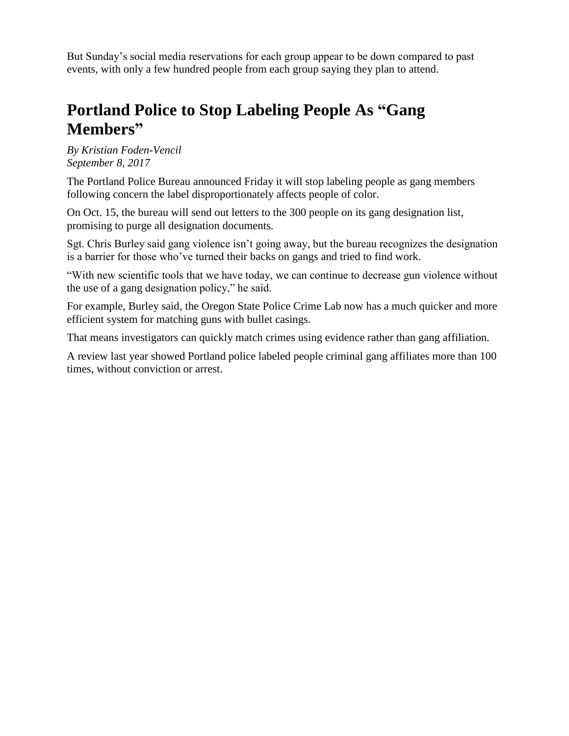But Sunday's social media reservations for each group appear to be down compared to past events, with only a few hundred people from each group saying they plan to attend.

## Portland Police to Stop Labeling People As "Gang Members"

*By Kristian Foden-Vencil*
*September 8, 2017*

The Portland Police Bureau announced Friday it will stop labeling people as gang members following concern the label disproportionately affects people of color.

On Oct. 15, the bureau will send out letters to the 300 people on its gang designation list, promising to purge all designation documents.

Sgt. Chris Burley said gang violence isn't going away, but the bureau recognizes the designation is a barrier for those who've turned their backs on gangs and tried to find work.

"With new scientific tools that we have today, we can continue to decrease gun violence without the use of a gang designation policy," he said.

For example, Burley said, the Oregon State Police Crime Lab now has a much quicker and more efficient system for matching guns with bullet casings.

That means investigators can quickly match crimes using evidence rather than gang affiliation.

A review last year showed Portland police labeled people criminal gang affiliates more than 100 times, without conviction or arrest.